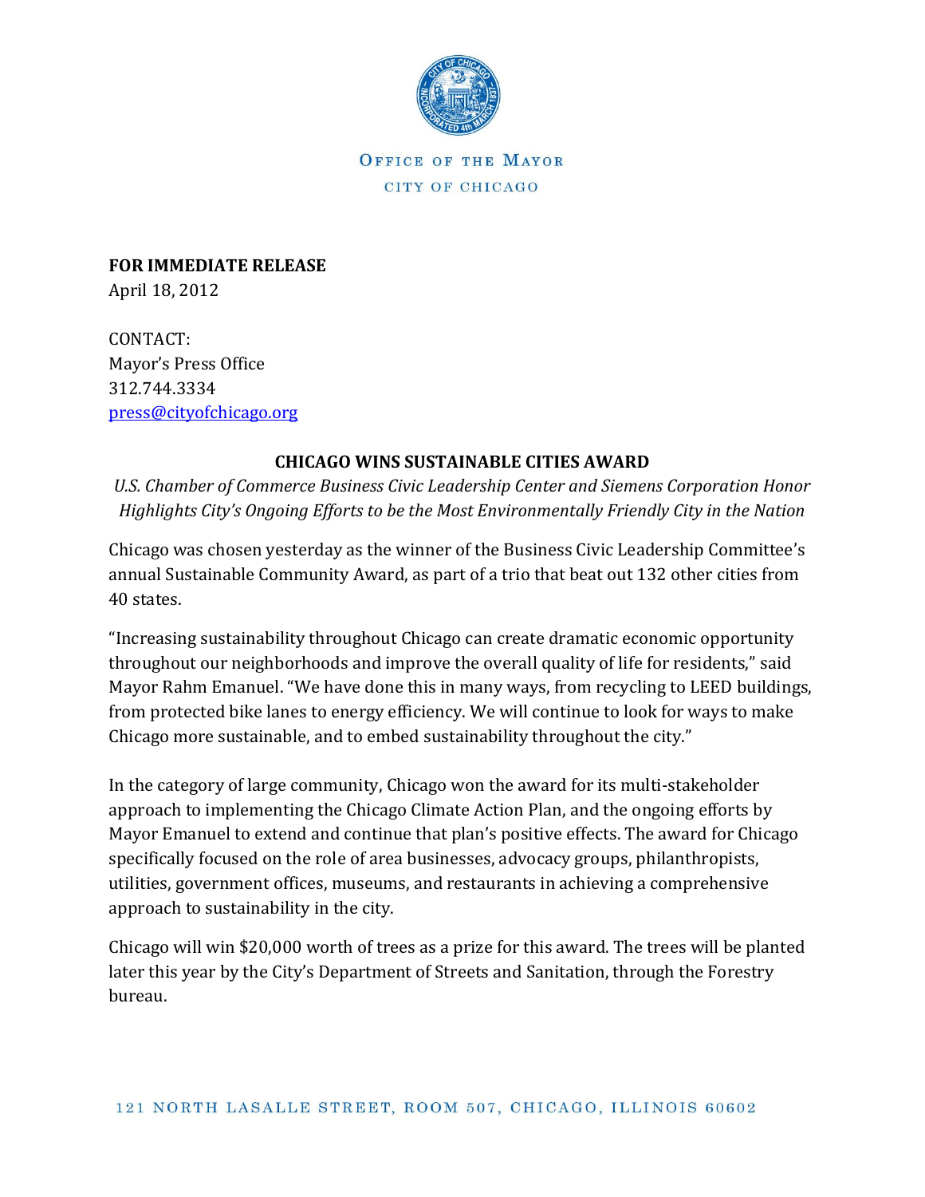OFFICE OF THE MAYOR

CITY OF CHICAGO

**FOR IMMEDIATE RELEASE**
April 18, 2012

CONTACT:
Mayor's Press Office
312.744.3334
press@cityofchicago.org

## CHICAGO WINS SUSTAINABLE CITIES AWARD

*U.S. Chamber of Commerce Business Civic Leadership Center and Siemens Corporation Honor Highlights City's Ongoing Efforts to be the Most Environmentally Friendly City in the Nation*

Chicago was chosen yesterday as the winner of the Business Civic Leadership Committee's annual Sustainable Community Award, as part of a trio that beat out 132 other cities from 40 states.

"Increasing sustainability throughout Chicago can create dramatic economic opportunity throughout our neighborhoods and improve the overall quality of life for residents," said Mayor Rahm Emanuel. "We have done this in many ways, from recycling to LEED buildings, from protected bike lanes to energy efficiency. We will continue to look for ways to make Chicago more sustainable, and to embed sustainability throughout the city."

In the category of large community, Chicago won the award for its multi-stakeholder approach to implementing the Chicago Climate Action Plan, and the ongoing efforts by Mayor Emanuel to extend and continue that plan's positive effects. The award for Chicago specifically focused on the role of area businesses, advocacy groups, philanthropists, utilities, government offices, museums, and restaurants in achieving a comprehensive approach to sustainability in the city.

Chicago will win $20,000 worth of trees as a prize for this award. The trees will be planted later this year by the City's Department of Streets and Sanitation, through the Forestry bureau.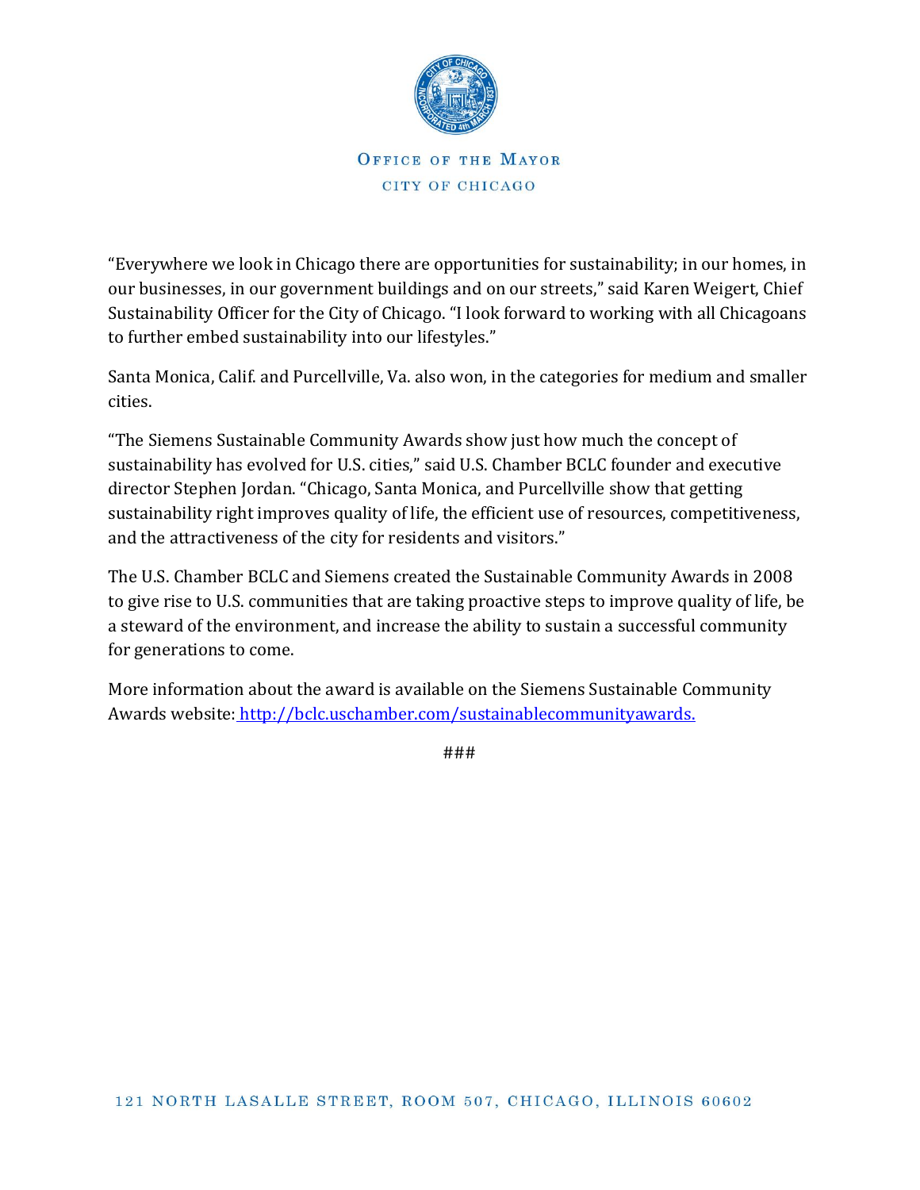"Everywhere we look in Chicago there are opportunities for sustainability; in our homes, in our businesses, in our government buildings and on our streets," said Karen Weigert, Chief Sustainability Officer for the City of Chicago. "I look forward to working with all Chicagoans to further embed sustainability into our lifestyles."

Santa Monica, Calif. and Purcellville, Va. also won, in the categories for medium and smaller cities.

"The Siemens Sustainable Community Awards show just how much the concept of sustainability has evolved for U.S. cities," said U.S. Chamber BCLC founder and executive director Stephen Jordan. "Chicago, Santa Monica, and Purcellville show that getting sustainability right improves quality of life, the efficient use of resources, competitiveness, and the attractiveness of the city for residents and visitors."

The U.S. Chamber BCLC and Siemens created the Sustainable Community Awards in 2008 to give rise to U.S. communities that are taking proactive steps to improve quality of life, be a steward of the environment, and increase the ability to sustain a successful community for generations to come.

More information about the award is available on the Siemens Sustainable Community Awards website: http://bclc.uschamber.com/sustainablecommunityawards.

###